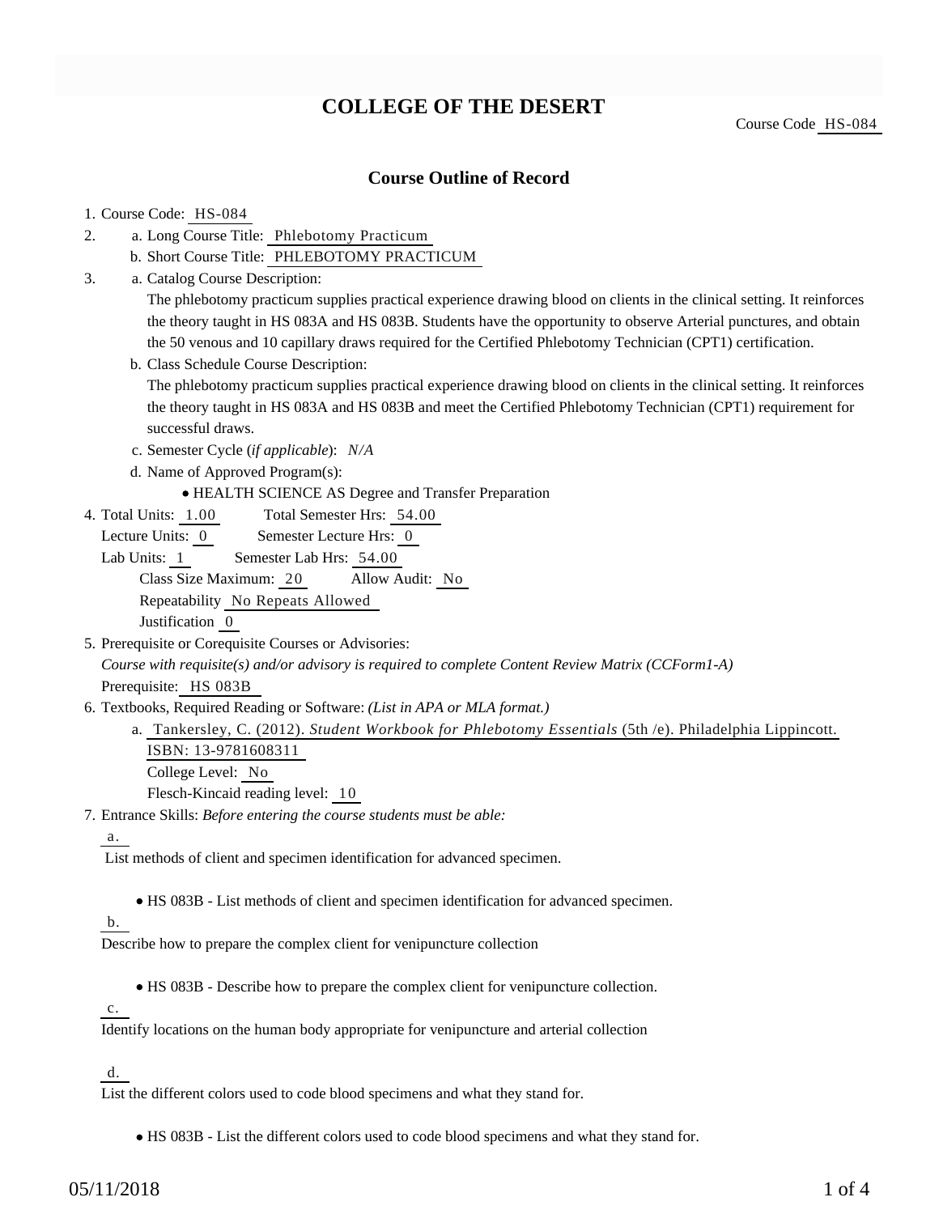# COLLEGE OF THE DESERT

Course Code HS-084

## Course Outline of Record

1. Course Code: HS-084
2. a. Long Course Title: Phlebotomy Practicum
   b. Short Course Title: PHLEBOTOMY PRACTICUM
3. a. Catalog Course Description:
   The phlebotomy practicum supplies practical experience drawing blood on clients in the clinical setting. It reinforces the theory taught in HS 083A and HS 083B. Students have the opportunity to observe Arterial punctures, and obtain the 50 venous and 10 capillary draws required for the Certified Phlebotomy Technician (CPT1) certification.
   b. Class Schedule Course Description:
   The phlebotomy practicum supplies practical experience drawing blood on clients in the clinical setting. It reinforces the theory taught in HS 083A and HS 083B and meet the Certified Phlebotomy Technician (CPT1) requirement for successful draws.
   c. Semester Cycle (*if applicable*): *N/A*
   d. Name of Approved Program(s):
      - HEALTH SCIENCE AS Degree and Transfer Preparation
4. Total Units: 1.00 Total Semester Hrs: 54.00
   Lecture Units: 0 Semester Lecture Hrs: 0
   Lab Units: 1 Semester Lab Hrs: 54.00
   Class Size Maximum: 20 Allow Audit: No
   Repeatability No Repeats Allowed
   Justification 0
5. Prerequisite or Corequisite Courses or Advisories:
   *Course with requisite(s) and/or advisory is required to complete Content Review Matrix (CCForm1-A)*
   Prerequisite: HS 083B
6. Textbooks, Required Reading or Software: *(List in APA or MLA format.)*
   a. Tankersley, C. (2012). *Student Workbook for Phlebotomy Essentials* (5th /e). Philadelphia Lippincott. ISBN: 13-9781608311
      College Level: No
      Flesch-Kincaid reading level: 10
7. Entrance Skills: *Before entering the course students must be able:*

   a.
   List methods of client and specimen identification for advanced specimen.

   - HS 083B - List methods of client and specimen identification for advanced specimen.

   b.
   Describe how to prepare the complex client for venipuncture collection

   - HS 083B - Describe how to prepare the complex client for venipuncture collection.

   c.
   Identify locations on the human body appropriate for venipuncture and arterial collection

   d.
   List the different colors used to code blood specimens and what they stand for.

   - HS 083B - List the different colors used to code blood specimens and what they stand for.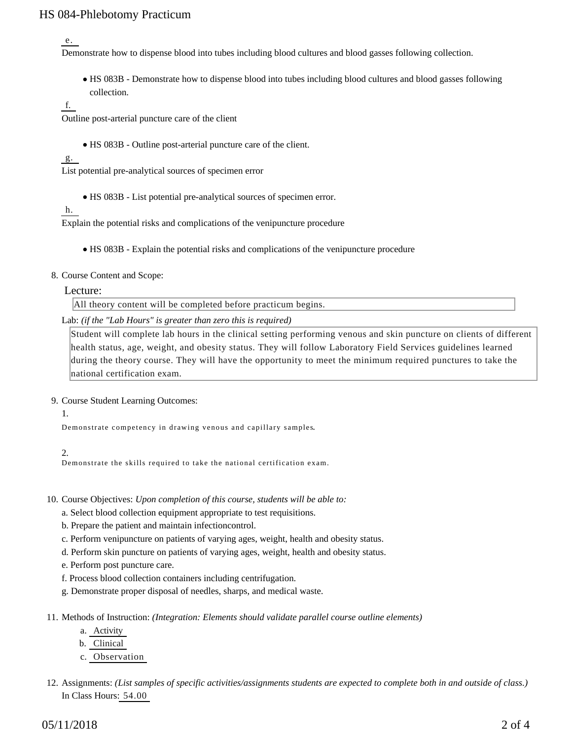e.

Demonstrate how to dispense blood into tubes including blood cultures and blood gasses following collection.

- HS 083B - Demonstrate how to dispense blood into tubes including blood cultures and blood gasses following collection.

f.

Outline post-arterial puncture care of the client

- HS 083B - Outline post-arterial puncture care of the client.

g.

List potential pre-analytical sources of specimen error

- HS 083B - List potential pre-analytical sources of specimen error.

h.

Explain the potential risks and complications of the venipuncture procedure

- HS 083B - Explain the potential risks and complications of the venipuncture procedure

8. Course Content and Scope:

Lecture:

All theory content will be completed before practicum begins.

Lab: *(if the "Lab Hours" is greater than zero this is required)*

Student will complete lab hours in the clinical setting performing venous and skin puncture on clients of different health status, age, weight, and obesity status. They will follow Laboratory Field Services guidelines learned during the theory course. They will have the opportunity to meet the minimum required punctures to take the national certification exam.

9. Course Student Learning Outcomes:

1.

Demonstrate competency in drawing venous and capillary samples.

2.

Demonstrate the skills required to take the national certification exam.

10. Course Objectives: *Upon completion of this course, students will be able to:*

a. Select blood collection equipment appropriate to test requisitions.
b. Prepare the patient and maintain infectioncontrol.
c. Perform venipuncture on patients of varying ages, weight, health and obesity status.
d. Perform skin puncture on patients of varying ages, weight, health and obesity status.
e. Perform post puncture care.
f. Process blood collection containers including centrifugation.
g. Demonstrate proper disposal of needles, sharps, and medical waste.

11. Methods of Instruction: *(Integration: Elements should validate parallel course outline elements)*

a. Activity
b. Clinical
c. Observation

12. Assignments: *(List samples of specific activities/assignments students are expected to complete both in and outside of class.)*

In Class Hours: 54.00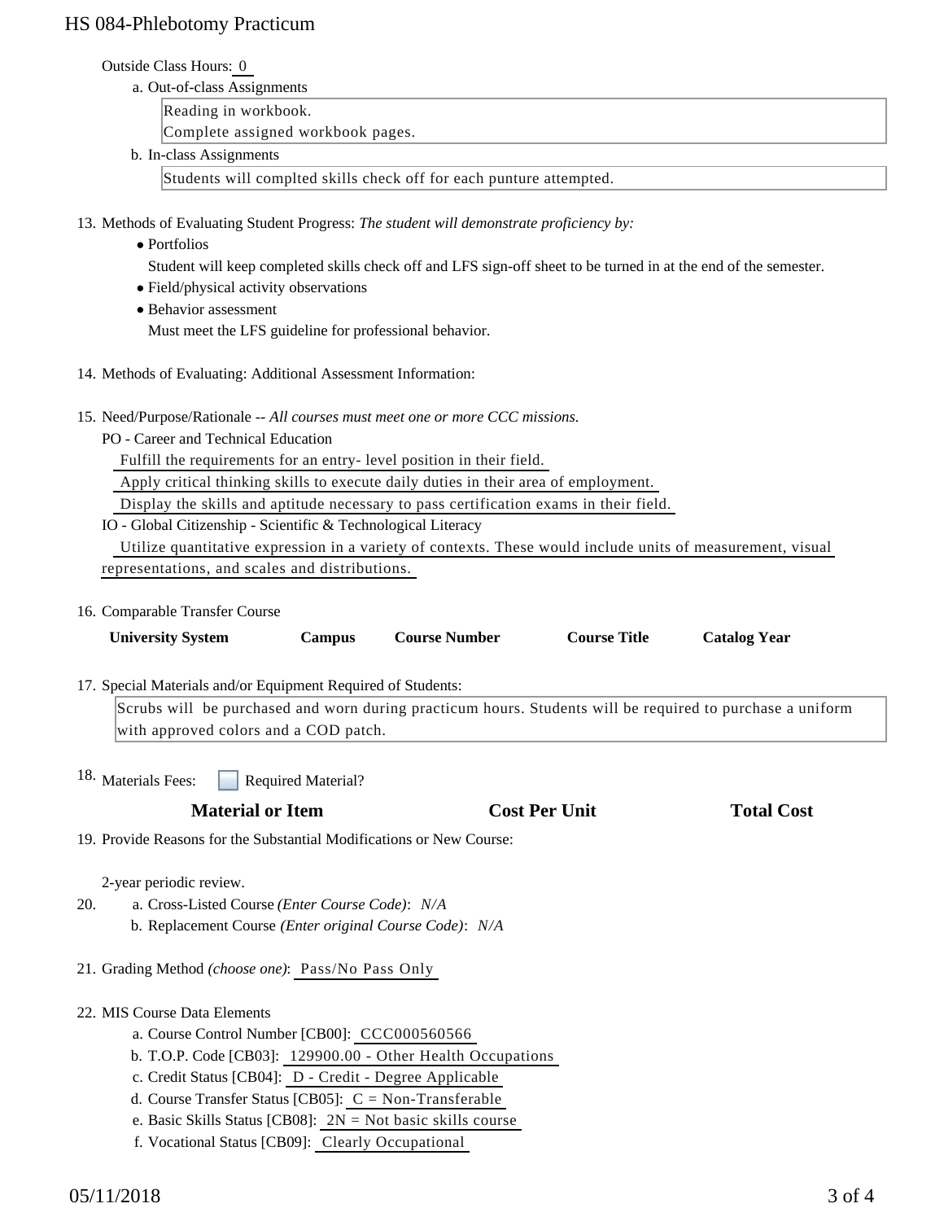Outside Class Hours: 0

a. Out-of-class Assignments

Reading in workbook.
Complete assigned workbook pages.

b. In-class Assignments

Students will complted skills check off for each punture attempted.

13. Methods of Evaluating Student Progress: *The student will demonstrate proficiency by:*
    - Portfolios

      Student will keep completed skills check off and LFS sign-off sheet to be turned in at the end of the semester.
    - Field/physical activity observations
    - Behavior assessment

      Must meet the LFS guideline for professional behavior.

14. Methods of Evaluating: Additional Assessment Information:

15. Need/Purpose/Rationale -- *All courses must meet one or more CCC missions.*

    PO - Career and Technical Education

    Fulfill the requirements for an entry- level position in their field.

    Apply critical thinking skills to execute daily duties in their area of employment.

    Display the skills and aptitude necessary to pass certification exams in their field.

    IO - Global Citizenship - Scientific & Technological Literacy

    Utilize quantitative expression in a variety of contexts. These would include units of measurement, visual representations, and scales and distributions.

16. Comparable Transfer Course

| University System | Campus | Course Number | Course Title | Catalog Year |
| --- | --- | --- | --- | --- |

17. Special Materials and/or Equipment Required of Students:

    Scrubs will be purchased and worn during practicum hours. Students will be required to purchase a uniform with approved colors and a COD patch.

18. Materials Fees: ☐ Required Material?

| Material or Item | Cost Per Unit | Total Cost |
| --- | --- | --- |

19. Provide Reasons for the Substantial Modifications or New Course:

    2-year periodic review.

20. a. Cross-Listed Course *(Enter Course Code)*: *N/A*

    b. Replacement Course *(Enter original Course Code)*: *N/A*

21. Grading Method *(choose one)*: Pass/No Pass Only

22. MIS Course Data Elements

    a. Course Control Number [CB00]: CCC000560566

    b. T.O.P. Code [CB03]: 129900.00 - Other Health Occupations

    c. Credit Status [CB04]: D - Credit - Degree Applicable

    d. Course Transfer Status [CB05]: C = Non-Transferable

    e. Basic Skills Status [CB08]: 2N = Not basic skills course

    f. Vocational Status [CB09]: Clearly Occupational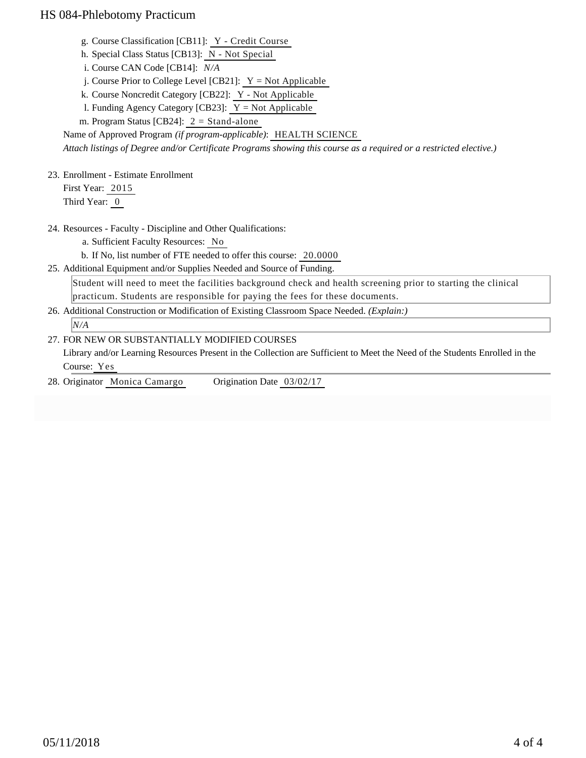g. Course Classification [CB11]: Y - Credit Course
h. Special Class Status [CB13]: N - Not Special
i. Course CAN Code [CB14]: *N/A*
j. Course Prior to College Level [CB21]: Y = Not Applicable
k. Course Noncredit Category [CB22]: Y - Not Applicable
l. Funding Agency Category [CB23]: Y = Not Applicable
m. Program Status [CB24]: 2 = Stand-alone

Name of Approved Program *(if program-applicable)*: HEALTH SCIENCE

*Attach listings of Degree and/or Certificate Programs showing this course as a required or a restricted elective.)*

23. Enrollment - Estimate Enrollment
    First Year: 2015
    Third Year: 0

24. Resources - Faculty - Discipline and Other Qualifications:
    a. Sufficient Faculty Resources: No
    b. If No, list number of FTE needed to offer this course: 20.0000

25. Additional Equipment and/or Supplies Needed and Source of Funding.
    Student will need to meet the facilities background check and health screening prior to starting the clinical practicum. Students are responsible for paying the fees for these documents.

26. Additional Construction or Modification of Existing Classroom Space Needed. *(Explain:)*
    *N/A*

27. FOR NEW OR SUBSTANTIALLY MODIFIED COURSES
    Library and/or Learning Resources Present in the Collection are Sufficient to Meet the Need of the Students Enrolled in the Course: Yes

28. Originator Monica Camargo Origination Date 03/02/17